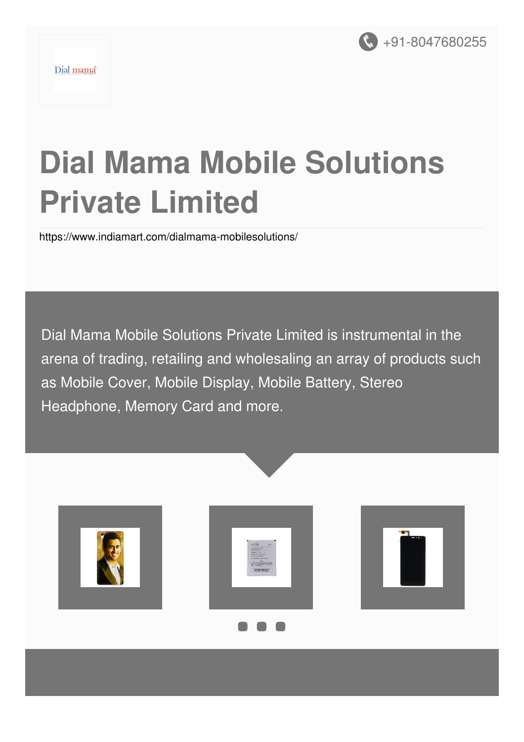+91-8047680255

# Dial Mama Mobile Solutions Private Limited

https://www.indiamart.com/dialmama-mobilesolutions/

Dial Mama Mobile Solutions Private Limited is instrumental in the arena of trading, retailing and wholesaling an array of products such as Mobile Cover, Mobile Display, Mobile Battery, Stereo Headphone, Memory Card and more.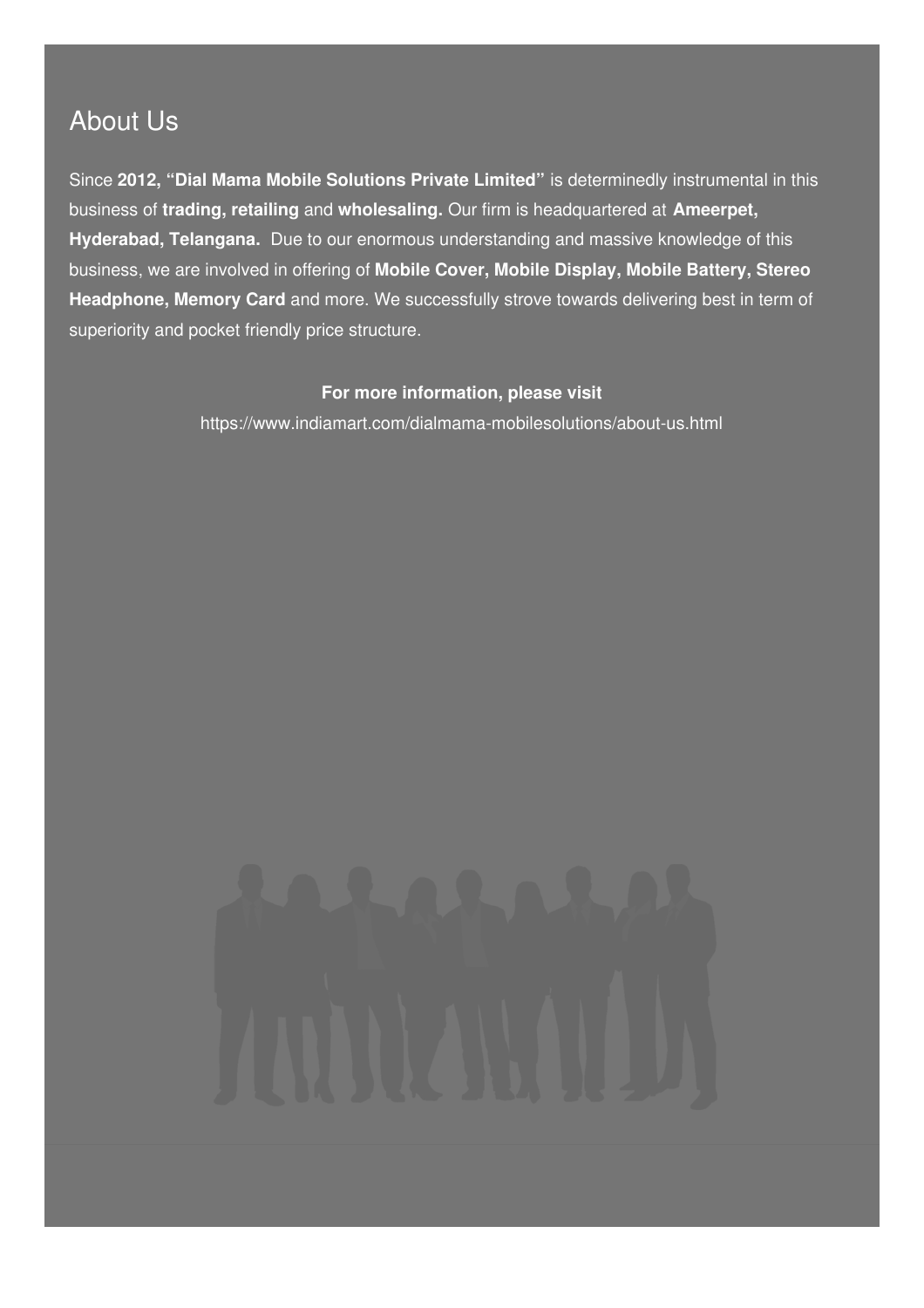## About Us

Since **2012, "Dial Mama Mobile Solutions Private Limited"** is determinedly instrumental in this business of **trading, retailing** and **wholesaling.** Our firm is headquartered at **Ameerpet, Hyderabad, Telangana.** Due to our enormous understanding and massive knowledge of this business, we are involved in offering of **Mobile Cover, Mobile Display, Mobile Battery, Stereo Headphone, Memory Card** and more. We successfully strove towards delivering best in term of superiority and pocket friendly price structure.

**For more information, please visit**

https://www.indiamart.com/dialmama-mobilesolutions/about-us.html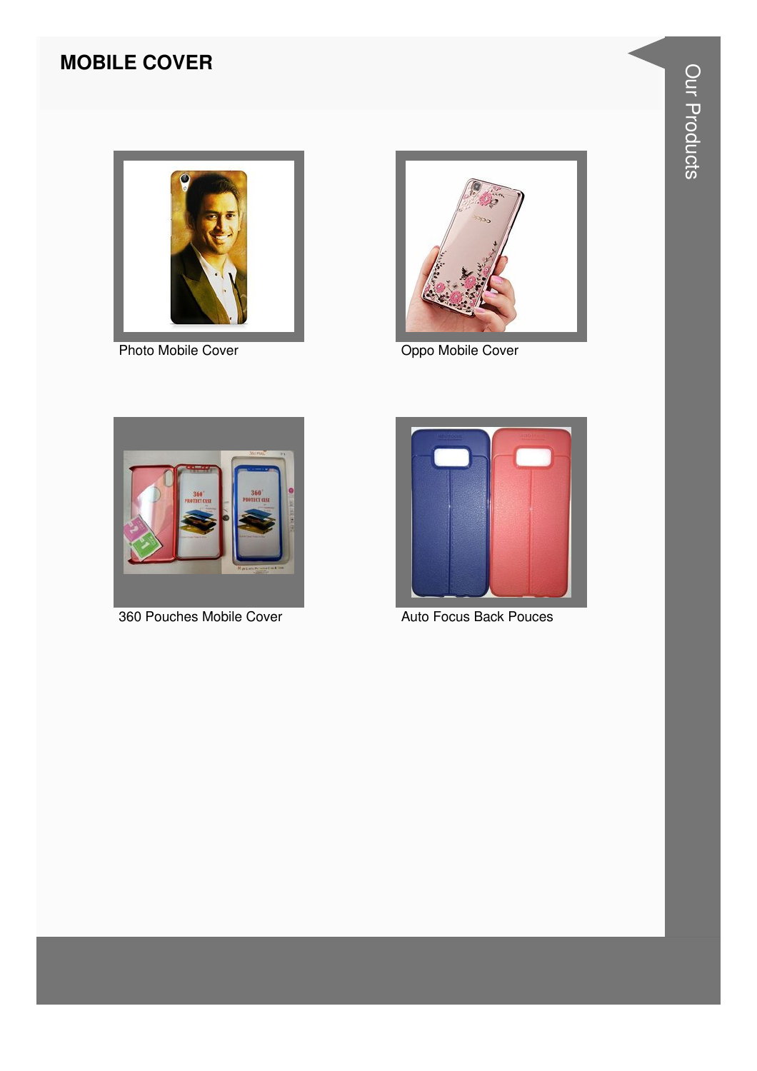# MOBILE COVER

Photo Mobile Cover

Oppo Mobile Cover

360 Pouches Mobile Cover

Auto Focus Back Pouces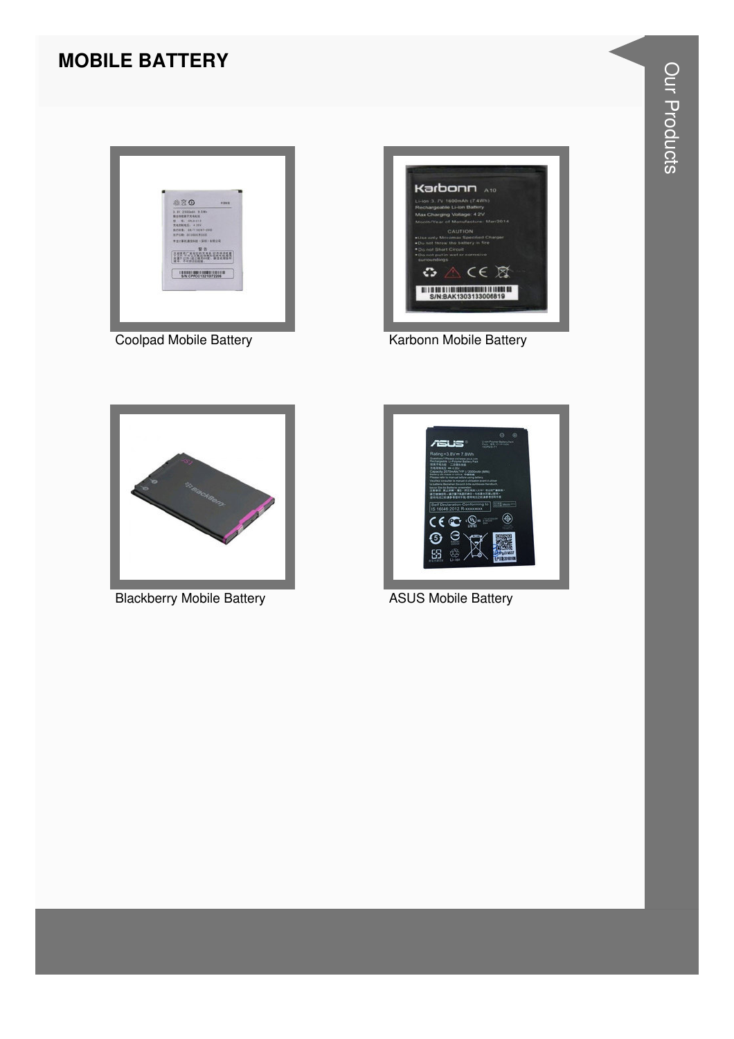## MOBILE BATTERY

Coolpad Mobile Battery

Karbonn Mobile Battery

Blackberry Mobile Battery

ASUS Mobile Battery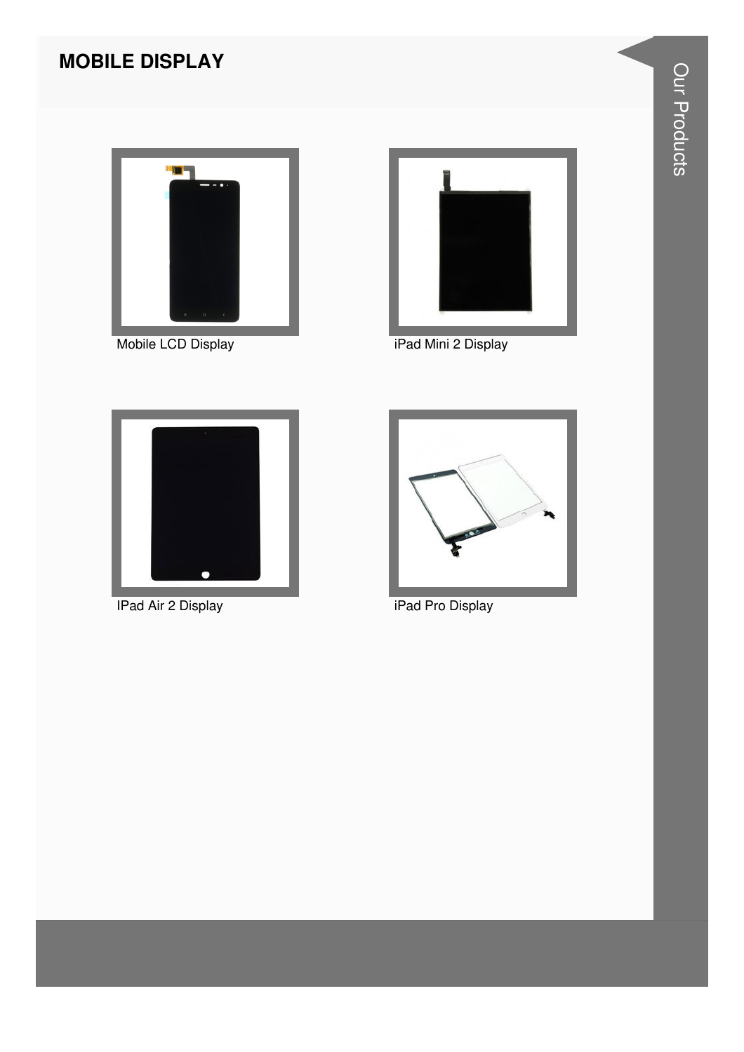## MOBILE DISPLAY

Mobile LCD Display

iPad Mini 2 Display

IPad Air 2 Display

iPad Pro Display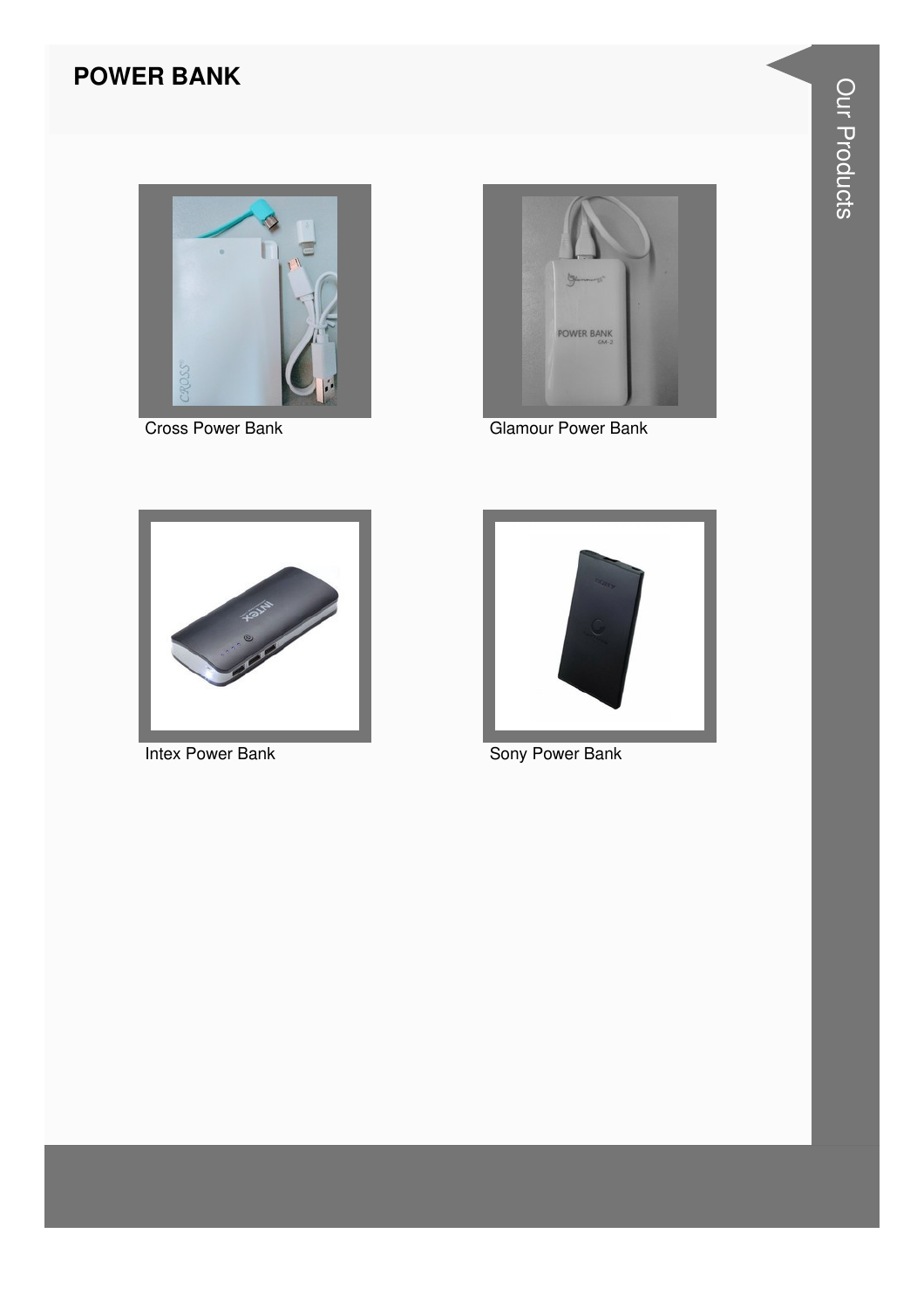# POWER BANK

Cross Power Bank

Glamour Power Bank

Intex Power Bank

Sony Power Bank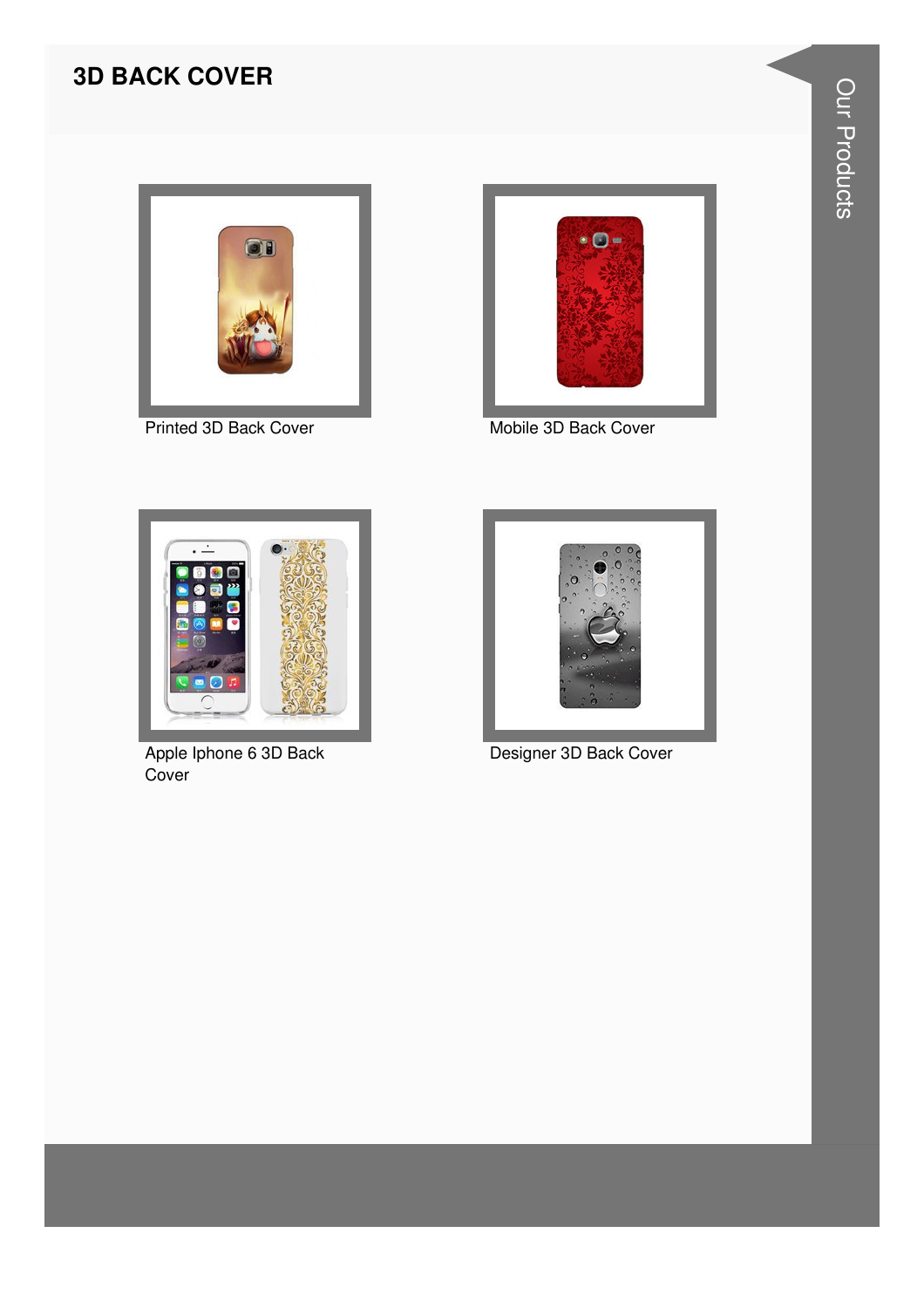# 3D BACK COVER

Printed 3D Back Cover

Mobile 3D Back Cover

Apple Iphone 6 3D Back Cover

Designer 3D Back Cover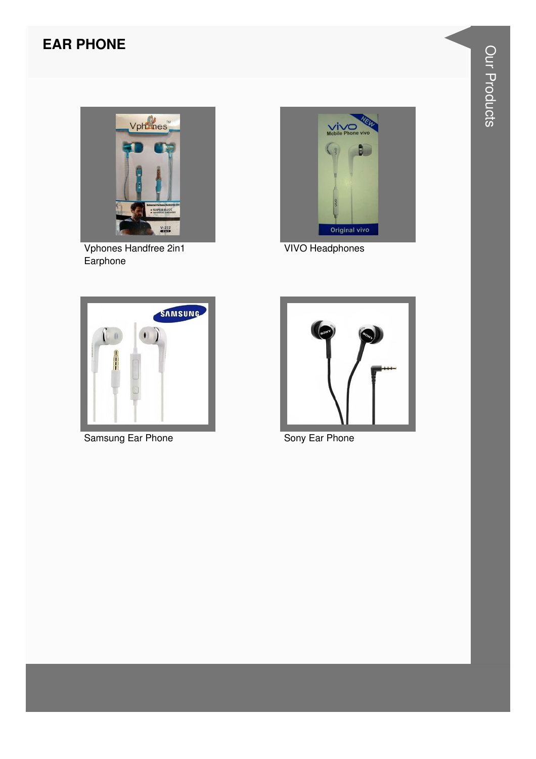## EAR PHONE

Vphones Handfree 2in1 Earphone

VIVO Headphones

Samsung Ear Phone

Sony Ear Phone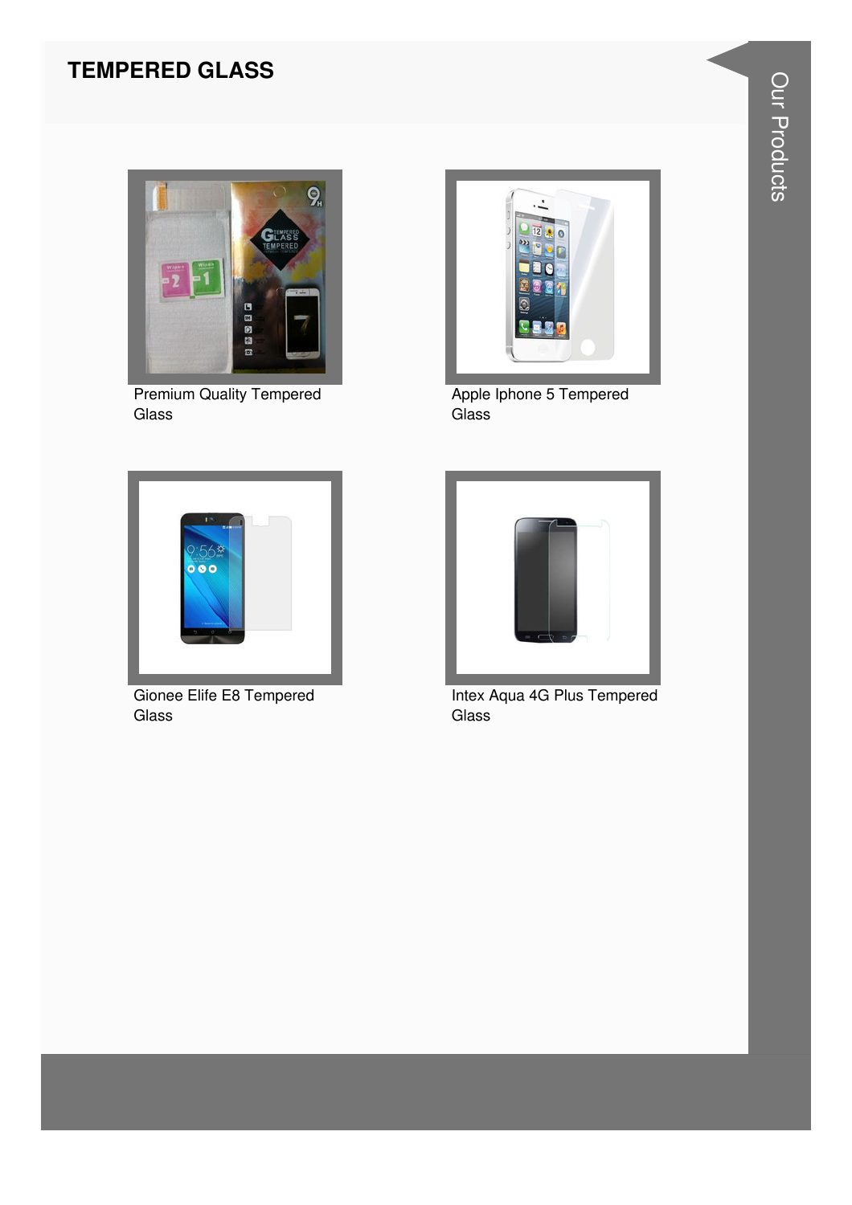# TEMPERED GLASS

Premium Quality Tempered Glass

Apple Iphone 5 Tempered Glass

Gionee Elife E8 Tempered Glass

Intex Aqua 4G Plus Tempered Glass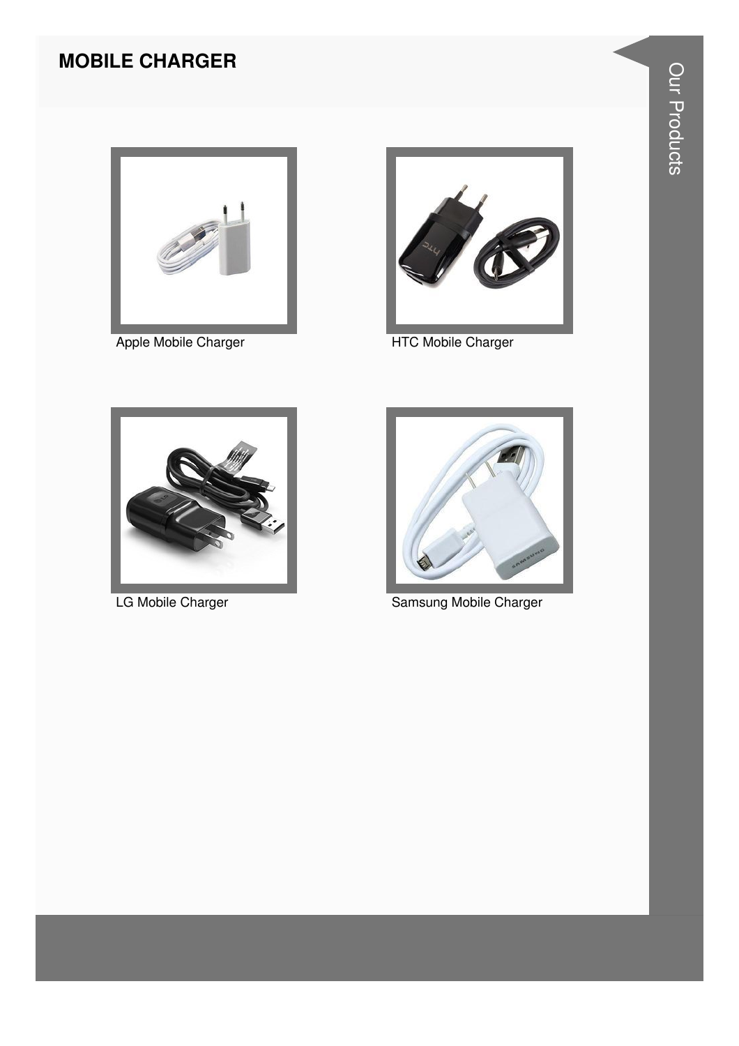## MOBILE CHARGER

Apple Mobile Charger

HTC Mobile Charger

LG Mobile Charger

Samsung Mobile Charger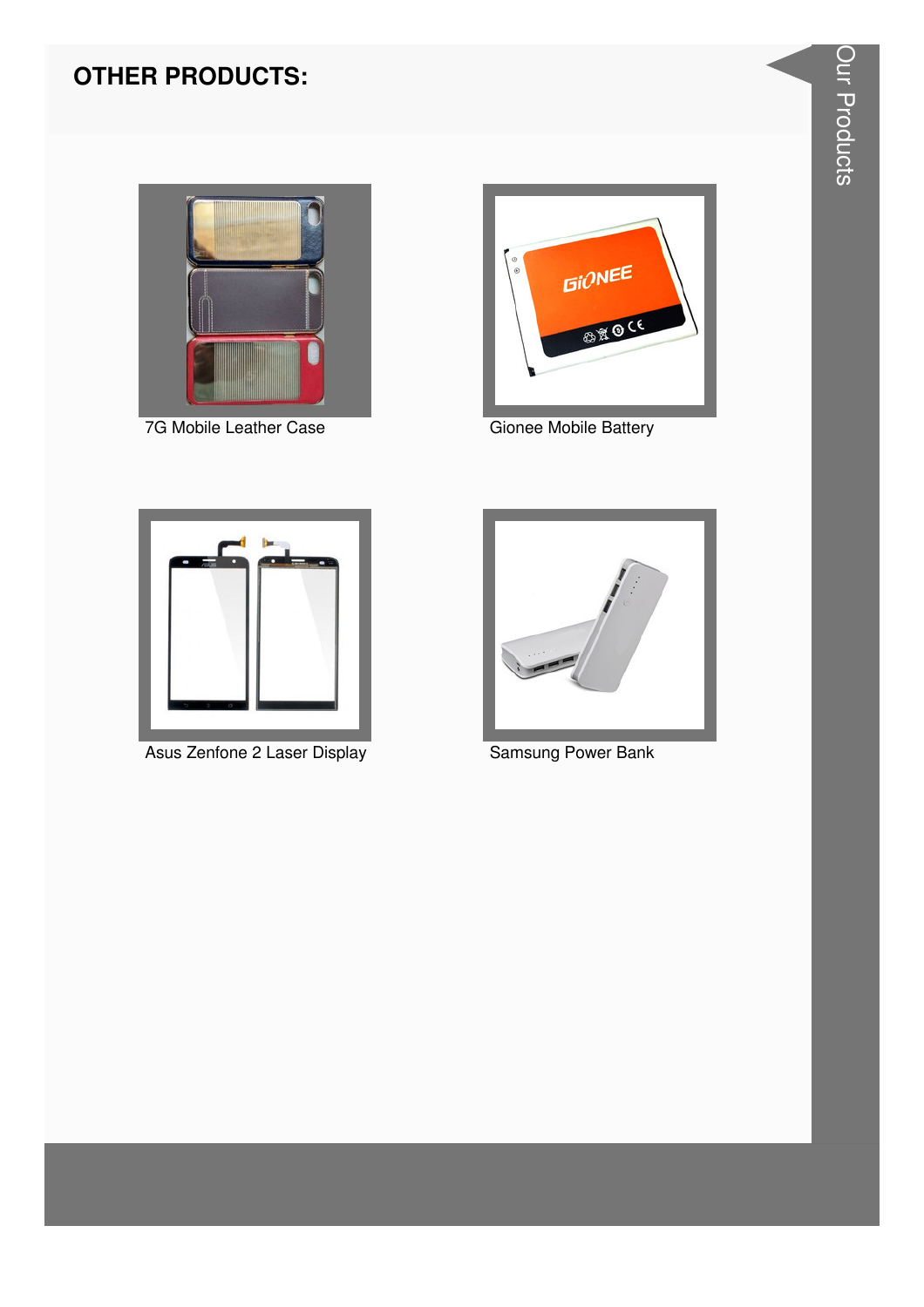## OTHER PRODUCTS:

7G Mobile Leather Case

Gionee Mobile Battery

Asus Zenfone 2 Laser Display

Samsung Power Bank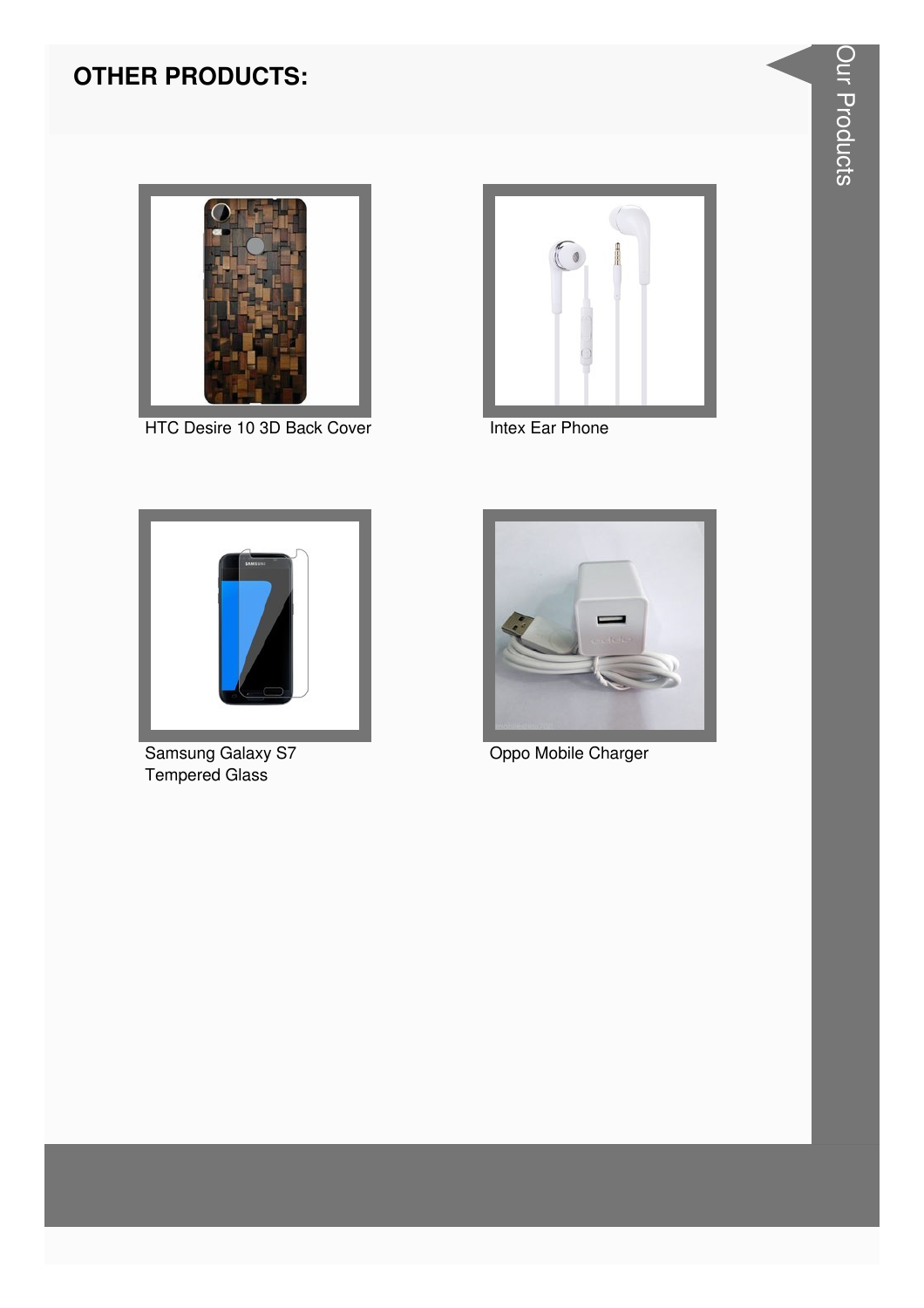## OTHER PRODUCTS:

HTC Desire 10 3D Back Cover

Intex Ear Phone

Samsung Galaxy S7 Tempered Glass

Oppo Mobile Charger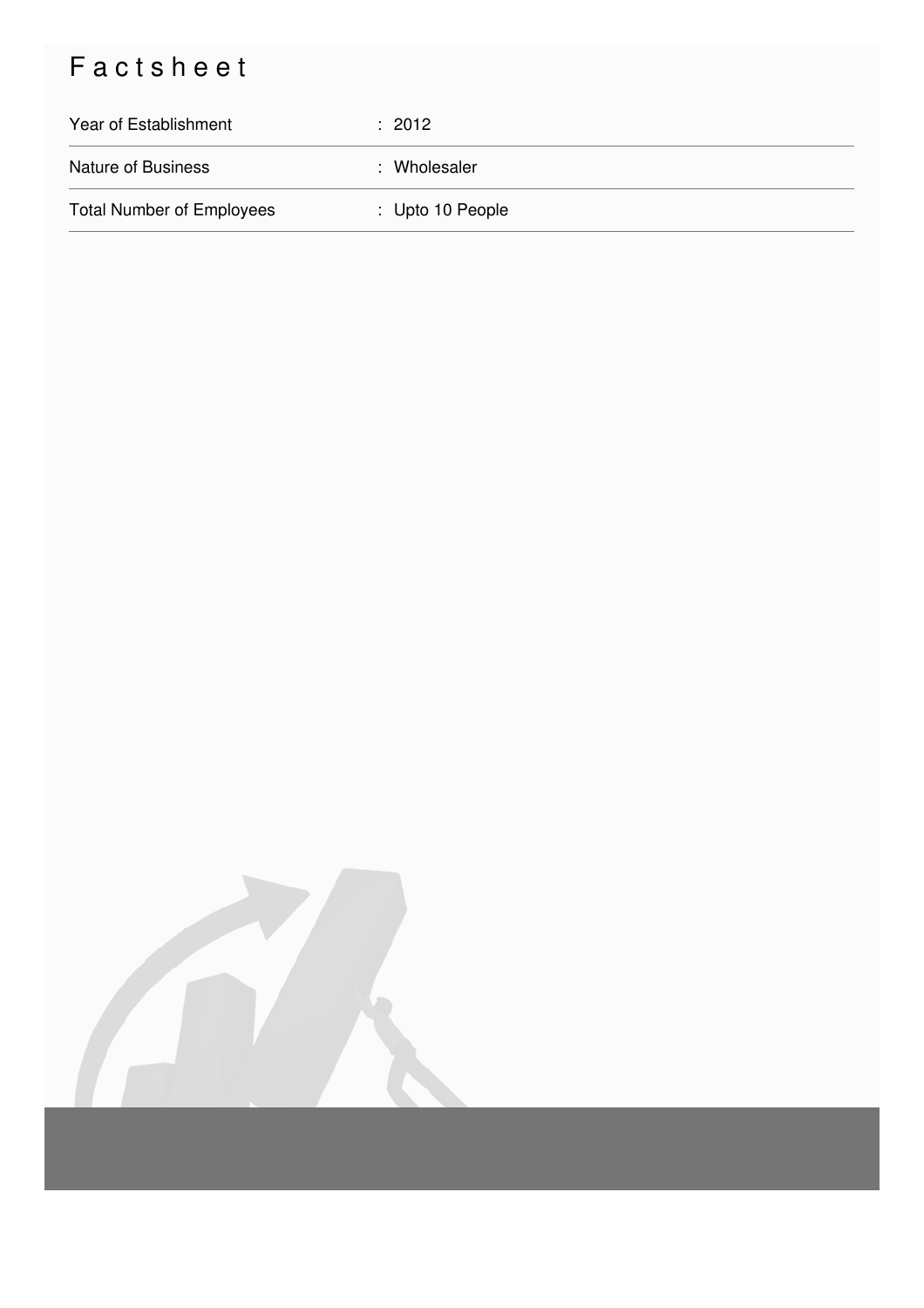# Factsheet

| | |
|---|---|
| Year of Establishment | : 2012 |
| Nature of Business | : Wholesaler |
| Total Number of Employees | : Upto 10 People |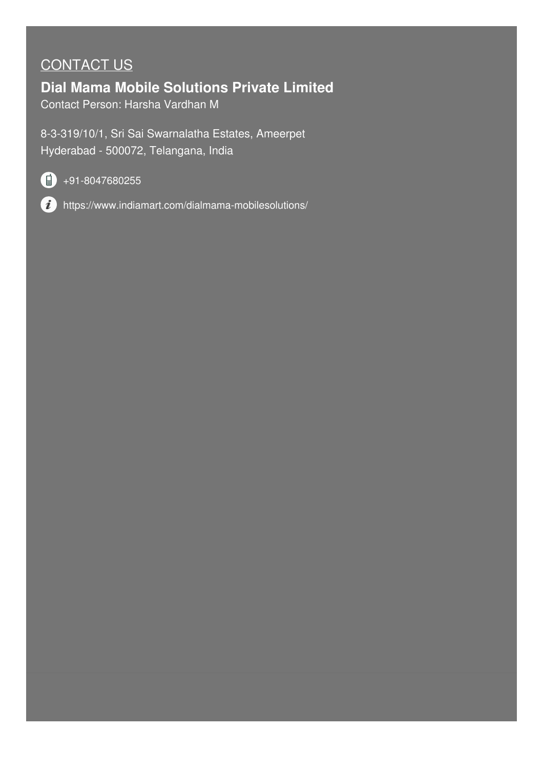## CONTACT US

### Dial Mama Mobile Solutions Private Limited

Contact Person: Harsha Vardhan M

8-3-319/10/1, Sri Sai Swarnalatha Estates, Ameerpet
Hyderabad - 500072, Telangana, India

+91-8047680255

https://www.indiamart.com/dialmama-mobilesolutions/